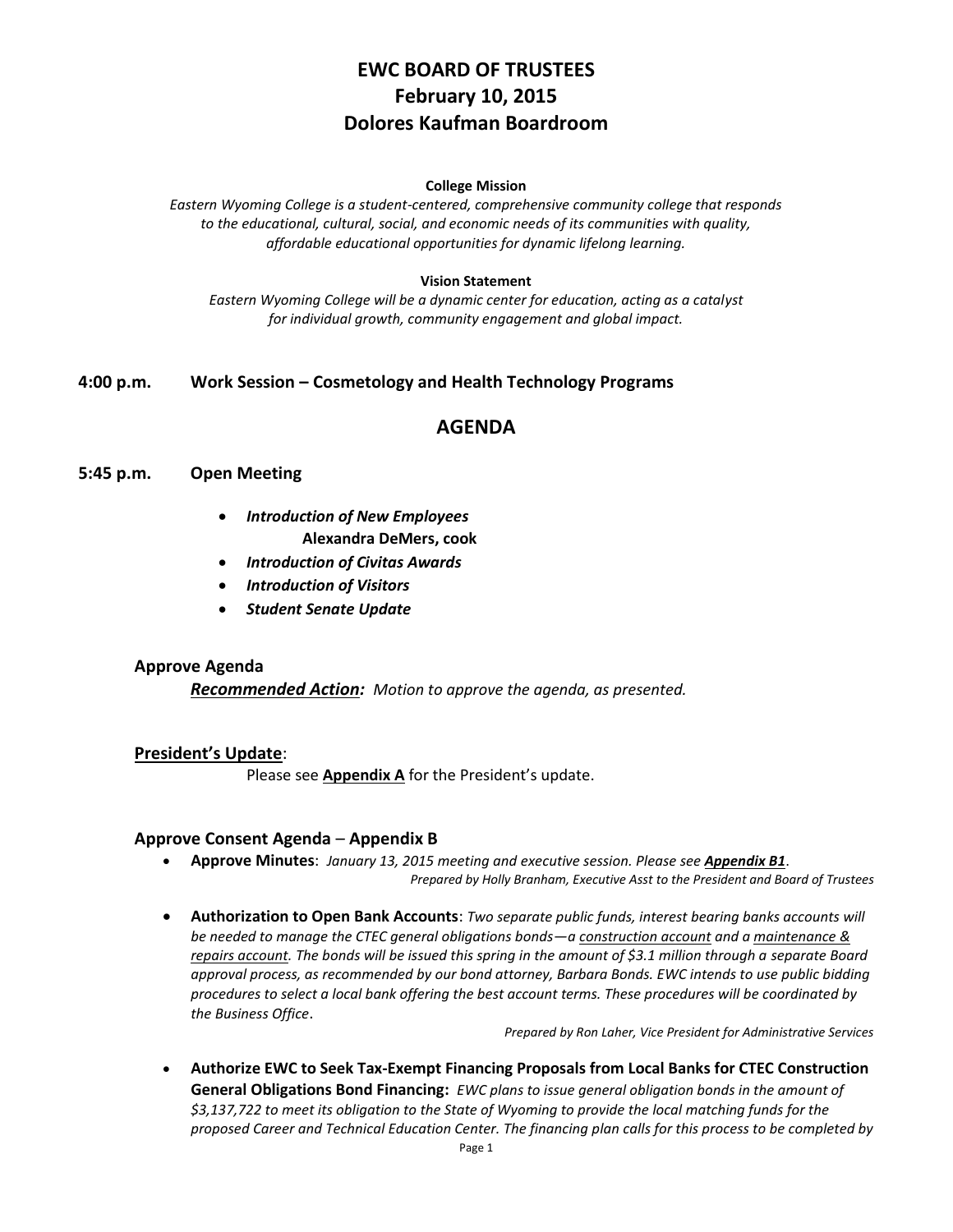# EWC BOARD OF TRUSTEES
# February 10, 2015
# Dolores Kaufman Boardroom

**College Mission**

*Eastern Wyoming College is a student-centered, comprehensive community college that responds to the educational, cultural, social, and economic needs of its communities with quality, affordable educational opportunities for dynamic lifelong learning.*

**Vision Statement**

*Eastern Wyoming College will be a dynamic center for education, acting as a catalyst for individual growth, community engagement and global impact.*

**4:00 p.m. Work Session – Cosmetology and Health Technology Programs**

## AGENDA

**5:45 p.m. Open Meeting**

- ***Introduction of New Employees***
  **Alexandra DeMers, cook**
- ***Introduction of Civitas Awards***
- ***Introduction of Visitors***
- ***Student Senate Update***

### Approve Agenda

***Recommended Action:*** *Motion to approve the agenda, as presented.*

### President's Update:

Please see **Appendix A** for the President's update.

### Approve Consent Agenda – Appendix B

- **Approve Minutes**: *January 13, 2015 meeting and executive session. Please see **Appendix B1**.*
  *Prepared by Holly Branham, Executive Asst to the President and Board of Trustees*

- **Authorization to Open Bank Accounts**: *Two separate public funds, interest bearing banks accounts will be needed to manage the CTEC general obligations bonds—a construction account and a maintenance & repairs account. The bonds will be issued this spring in the amount of $3.1 million through a separate Board approval process, as recommended by our bond attorney, Barbara Bonds. EWC intends to use public bidding procedures to select a local bank offering the best account terms. These procedures will be coordinated by the Business Office*.
  *Prepared by Ron Laher, Vice President for Administrative Services*

- **Authorize EWC to Seek Tax-Exempt Financing Proposals from Local Banks for CTEC Construction General Obligations Bond Financing:** *EWC plans to issue general obligation bonds in the amount of $3,137,722 to meet its obligation to the State of Wyoming to provide the local matching funds for the proposed Career and Technical Education Center. The financing plan calls for this process to be completed by*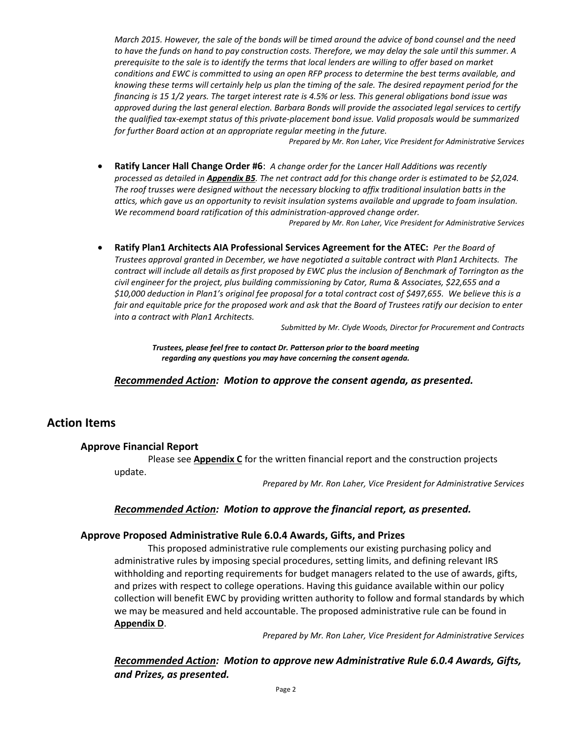*March 2015. However, the sale of the bonds will be timed around the advice of bond counsel and the need to have the funds on hand to pay construction costs. Therefore, we may delay the sale until this summer. A prerequisite to the sale is to identify the terms that local lenders are willing to offer based on market conditions and EWC is committed to using an open RFP process to determine the best terms available, and knowing these terms will certainly help us plan the timing of the sale. The desired repayment period for the financing is 15 1/2 years. The target interest rate is 4.5% or less. This general obligations bond issue was approved during the last general election. Barbara Bonds will provide the associated legal services to certify the qualified tax-exempt status of this private-placement bond issue. Valid proposals would be summarized for further Board action at an appropriate regular meeting in the future.*

*Prepared by Mr. Ron Laher, Vice President for Administrative Services*

- **Ratify Lancer Hall Change Order #6**: *A change order for the Lancer Hall Additions was recently processed as detailed in **Appendix B5**. The net contract add for this change order is estimated to be $2,024. The roof trusses were designed without the necessary blocking to affix traditional insulation batts in the attics, which gave us an opportunity to revisit insulation systems available and upgrade to foam insulation. We recommend board ratification of this administration-approved change order.*

  *Prepared by Mr. Ron Laher, Vice President for Administrative Services*

- **Ratify Plan1 Architects AIA Professional Services Agreement for the ATEC:** *Per the Board of Trustees approval granted in December, we have negotiated a suitable contract with Plan1 Architects. The contract will include all details as first proposed by EWC plus the inclusion of Benchmark of Torrington as the civil engineer for the project, plus building commissioning by Cator, Ruma & Associates, $22,655 and a $10,000 deduction in Plan1's original fee proposal for a total contract cost of $497,655. We believe this is a fair and equitable price for the proposed work and ask that the Board of Trustees ratify our decision to enter into a contract with Plan1 Architects.*

  *Submitted by Mr. Clyde Woods, Director for Procurement and Contracts*

***Trustees, please feel free to contact Dr. Patterson prior to the board meeting regarding any questions you may have concerning the consent agenda.***

***Recommended Action: Motion to approve the consent agenda, as presented.***

## Action Items

### Approve Financial Report

Please see **Appendix C** for the written financial report and the construction projects update.

*Prepared by Mr. Ron Laher, Vice President for Administrative Services*

***Recommended Action: Motion to approve the financial report, as presented.***

### Approve Proposed Administrative Rule 6.0.4 Awards, Gifts, and Prizes

This proposed administrative rule complements our existing purchasing policy and administrative rules by imposing special procedures, setting limits, and defining relevant IRS withholding and reporting requirements for budget managers related to the use of awards, gifts, and prizes with respect to college operations. Having this guidance available within our policy collection will benefit EWC by providing written authority to follow and formal standards by which we may be measured and held accountable. The proposed administrative rule can be found in **Appendix D**.

*Prepared by Mr. Ron Laher, Vice President for Administrative Services*

***Recommended Action: Motion to approve new Administrative Rule 6.0.4 Awards, Gifts, and Prizes, as presented.***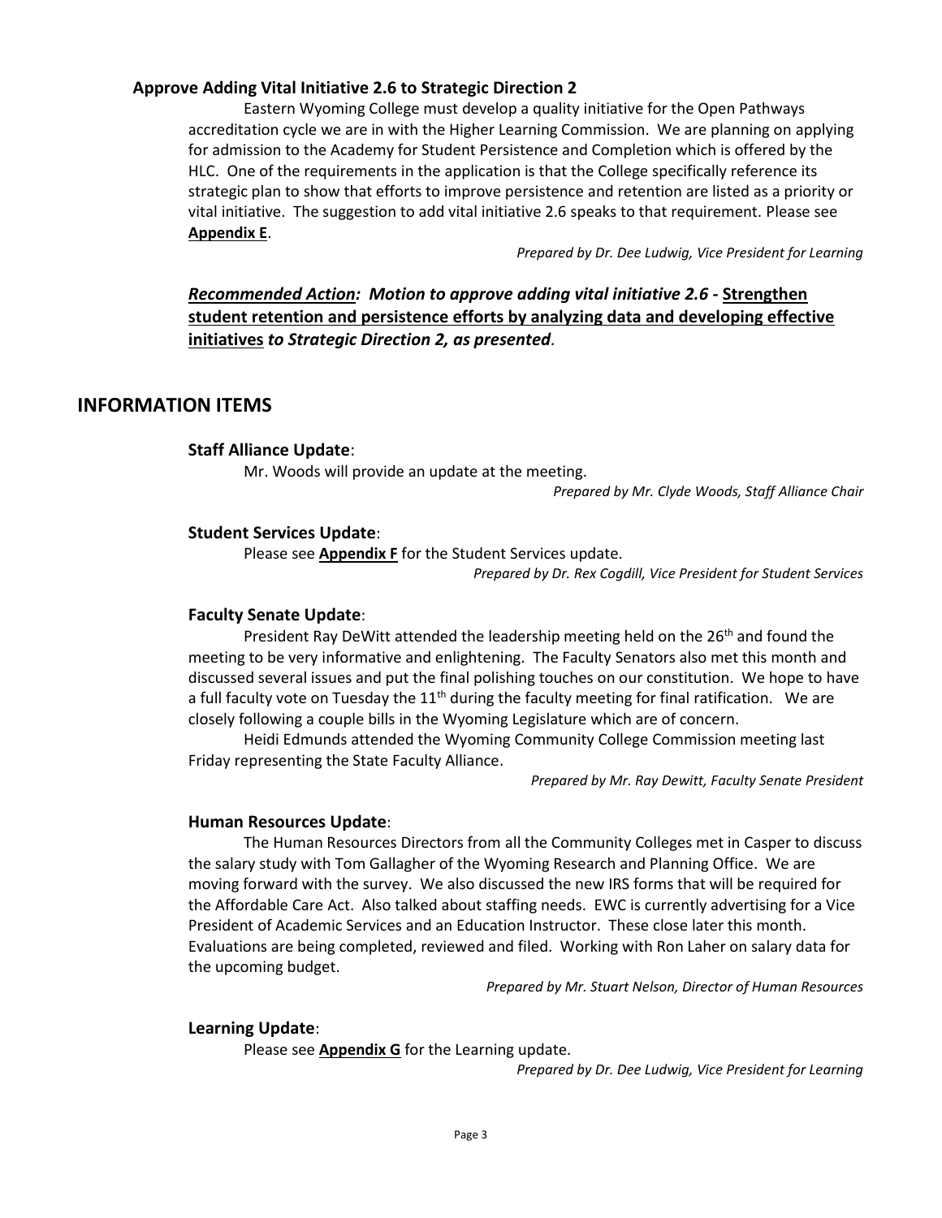### Approve Adding Vital Initiative 2.6 to Strategic Direction 2

Eastern Wyoming College must develop a quality initiative for the Open Pathways accreditation cycle we are in with the Higher Learning Commission. We are planning on applying for admission to the Academy for Student Persistence and Completion which is offered by the HLC. One of the requirements in the application is that the College specifically reference its strategic plan to show that efforts to improve persistence and retention are listed as a priority or vital initiative. The suggestion to add vital initiative 2.6 speaks to that requirement. Please see **Appendix E**.

*Prepared by Dr. Dee Ludwig, Vice President for Learning*

***Recommended Action:* *Motion to approve adding vital initiative 2.6 -* Strengthen student retention and persistence efforts by analyzing data and developing effective initiatives *to Strategic Direction 2, as presented*.**

## INFORMATION ITEMS

### Staff Alliance Update:

Mr. Woods will provide an update at the meeting.

*Prepared by Mr. Clyde Woods, Staff Alliance Chair*

### Student Services Update:

Please see **Appendix F** for the Student Services update.

*Prepared by Dr. Rex Cogdill, Vice President for Student Services*

### Faculty Senate Update:

President Ray DeWitt attended the leadership meeting held on the 26th and found the meeting to be very informative and enlightening. The Faculty Senators also met this month and discussed several issues and put the final polishing touches on our constitution. We hope to have a full faculty vote on Tuesday the 11th during the faculty meeting for final ratification. We are closely following a couple bills in the Wyoming Legislature which are of concern.

Heidi Edmunds attended the Wyoming Community College Commission meeting last Friday representing the State Faculty Alliance.

*Prepared by Mr. Ray Dewitt, Faculty Senate President*

### Human Resources Update:

The Human Resources Directors from all the Community Colleges met in Casper to discuss the salary study with Tom Gallagher of the Wyoming Research and Planning Office. We are moving forward with the survey. We also discussed the new IRS forms that will be required for the Affordable Care Act. Also talked about staffing needs. EWC is currently advertising for a Vice President of Academic Services and an Education Instructor. These close later this month. Evaluations are being completed, reviewed and filed. Working with Ron Laher on salary data for the upcoming budget.

*Prepared by Mr. Stuart Nelson, Director of Human Resources*

### Learning Update:

Please see **Appendix G** for the Learning update.

*Prepared by Dr. Dee Ludwig, Vice President for Learning*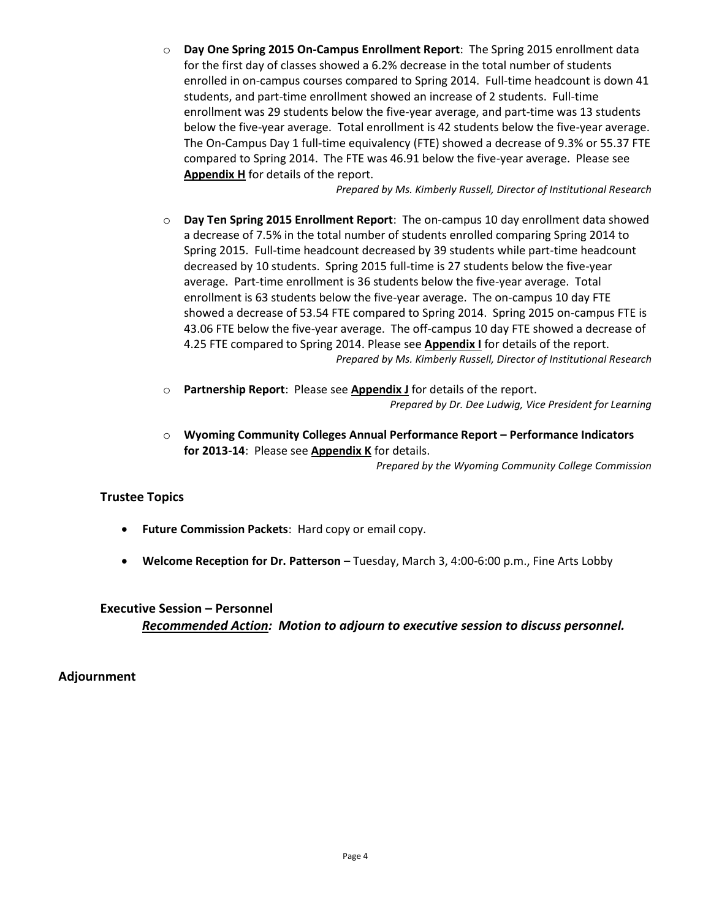- **Day One Spring 2015 On-Campus Enrollment Report**: The Spring 2015 enrollment data for the first day of classes showed a 6.2% decrease in the total number of students enrolled in on-campus courses compared to Spring 2014. Full-time headcount is down 41 students, and part-time enrollment showed an increase of 2 students. Full-time enrollment was 29 students below the five-year average, and part-time was 13 students below the five-year average. Total enrollment is 42 students below the five-year average. The On-Campus Day 1 full-time equivalency (FTE) showed a decrease of 9.3% or 55.37 FTE compared to Spring 2014. The FTE was 46.91 below the five-year average. Please see **Appendix H** for details of the report.

  *Prepared by Ms. Kimberly Russell, Director of Institutional Research*

- **Day Ten Spring 2015 Enrollment Report**: The on-campus 10 day enrollment data showed a decrease of 7.5% in the total number of students enrolled comparing Spring 2014 to Spring 2015. Full-time headcount decreased by 39 students while part-time headcount decreased by 10 students. Spring 2015 full-time is 27 students below the five-year average. Part-time enrollment is 36 students below the five-year average. Total enrollment is 63 students below the five-year average. The on-campus 10 day FTE showed a decrease of 53.54 FTE compared to Spring 2014. Spring 2015 on-campus FTE is 43.06 FTE below the five-year average. The off-campus 10 day FTE showed a decrease of 4.25 FTE compared to Spring 2014. Please see **Appendix I** for details of the report.

  *Prepared by Ms. Kimberly Russell, Director of Institutional Research*

- **Partnership Report**: Please see **Appendix J** for details of the report.

  *Prepared by Dr. Dee Ludwig, Vice President for Learning*

- **Wyoming Community Colleges Annual Performance Report – Performance Indicators for 2013-14**: Please see **Appendix K** for details.

  *Prepared by the Wyoming Community College Commission*

## Trustee Topics

- **Future Commission Packets**: Hard copy or email copy.
- **Welcome Reception for Dr. Patterson** – Tuesday, March 3, 4:00-6:00 p.m., Fine Arts Lobby

## Executive Session – Personnel

***Recommended Action:* Motion to adjourn to executive session to discuss personnel.**

## Adjournment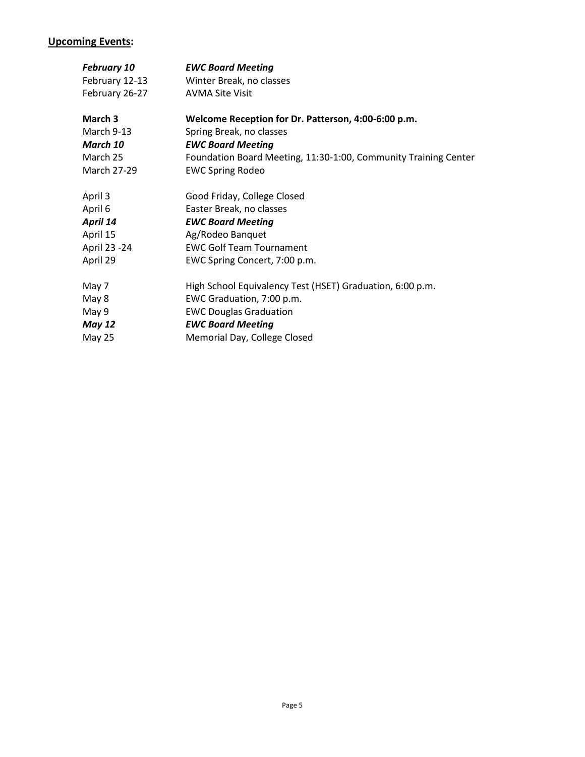**<u>Upcoming Events</u>:**

| | |
|---|---|
| ***February 10*** | ***EWC Board Meeting*** |
| February 12-13 | Winter Break, no classes |
| February 26-27 | AVMA Site Visit |
| | |
| **March 3** | **Welcome Reception for Dr. Patterson, 4:00-6:00 p.m.** |
| March 9-13 | Spring Break, no classes |
| ***March 10*** | ***EWC Board Meeting*** |
| March 25 | Foundation Board Meeting, 11:30-1:00, Community Training Center |
| March 27-29 | EWC Spring Rodeo |
| | |
| April 3 | Good Friday, College Closed |
| April 6 | Easter Break, no classes |
| ***April 14*** | ***EWC Board Meeting*** |
| April 15 | Ag/Rodeo Banquet |
| April 23 -24 | EWC Golf Team Tournament |
| April 29 | EWC Spring Concert, 7:00 p.m. |
| | |
| May 7 | High School Equivalency Test (HSET) Graduation, 6:00 p.m. |
| May 8 | EWC Graduation, 7:00 p.m. |
| May 9 | EWC Douglas Graduation |
| ***May 12*** | ***EWC Board Meeting*** |
| May 25 | Memorial Day, College Closed |